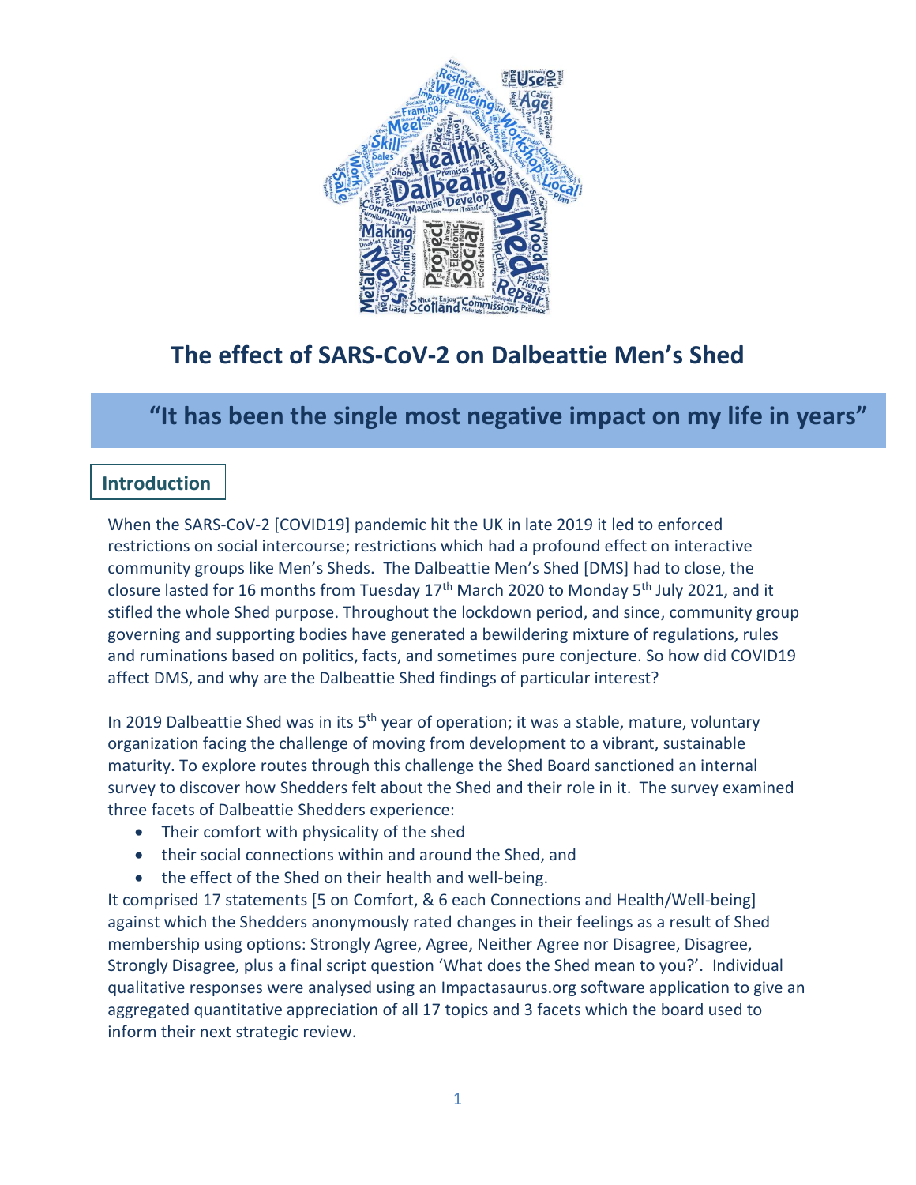# The effect of SARS-CoV-2 on Dalbeattie Men's Shed

## "It has been the single most negative impact on my life in years"

### Introduction

When the SARS-CoV-2 [COVID19] pandemic hit the UK in late 2019 it led to enforced restrictions on social intercourse; restrictions which had a profound effect on interactive community groups like Men's Sheds. The Dalbeattie Men's Shed [DMS] had to close, the closure lasted for 16 months from Tuesday 17th March 2020 to Monday 5th July 2021, and it stifled the whole Shed purpose. Throughout the lockdown period, and since, community group governing and supporting bodies have generated a bewildering mixture of regulations, rules and ruminations based on politics, facts, and sometimes pure conjecture. So how did COVID19 affect DMS, and why are the Dalbeattie Shed findings of particular interest?

In 2019 Dalbeattie Shed was in its 5th year of operation; it was a stable, mature, voluntary organization facing the challenge of moving from development to a vibrant, sustainable maturity. To explore routes through this challenge the Shed Board sanctioned an internal survey to discover how Shedders felt about the Shed and their role in it. The survey examined three facets of Dalbeattie Shedders experience:

- Their comfort with physicality of the shed
- their social connections within and around the Shed, and
- the effect of the Shed on their health and well-being.

It comprised 17 statements [5 on Comfort, & 6 each Connections and Health/Well-being] against which the Shedders anonymously rated changes in their feelings as a result of Shed membership using options: Strongly Agree, Agree, Neither Agree nor Disagree, Disagree, Strongly Disagree, plus a final script question 'What does the Shed mean to you?'. Individual qualitative responses were analysed using an Impactasaurus.org software application to give an aggregated quantitative appreciation of all 17 topics and 3 facets which the board used to inform their next strategic review.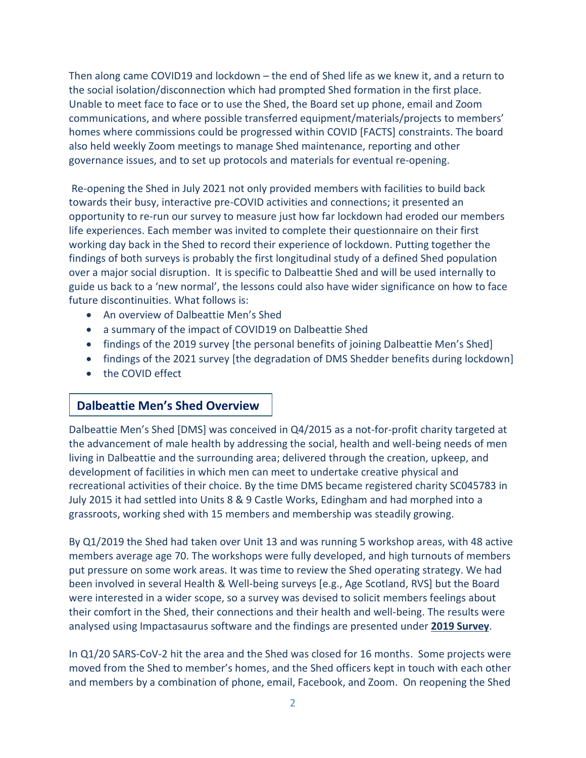Then along came COVID19 and lockdown – the end of Shed life as we knew it, and a return to the social isolation/disconnection which had prompted Shed formation in the first place. Unable to meet face to face or to use the Shed, the Board set up phone, email and Zoom communications, and where possible transferred equipment/materials/projects to members' homes where commissions could be progressed within COVID [FACTS] constraints. The board also held weekly Zoom meetings to manage Shed maintenance, reporting and other governance issues, and to set up protocols and materials for eventual re-opening.

Re-opening the Shed in July 2021 not only provided members with facilities to build back towards their busy, interactive pre-COVID activities and connections; it presented an opportunity to re-run our survey to measure just how far lockdown had eroded our members life experiences. Each member was invited to complete their questionnaire on their first working day back in the Shed to record their experience of lockdown. Putting together the findings of both surveys is probably the first longitudinal study of a defined Shed population over a major social disruption. It is specific to Dalbeattie Shed and will be used internally to guide us back to a 'new normal', the lessons could also have wider significance on how to face future discontinuities. What follows is:

- An overview of Dalbeattie Men's Shed
- a summary of the impact of COVID19 on Dalbeattie Shed
- findings of the 2019 survey [the personal benefits of joining Dalbeattie Men's Shed]
- findings of the 2021 survey [the degradation of DMS Shedder benefits during lockdown]
- the COVID effect

## Dalbeattie Men's Shed Overview

Dalbeattie Men's Shed [DMS] was conceived in Q4/2015 as a not-for-profit charity targeted at the advancement of male health by addressing the social, health and well-being needs of men living in Dalbeattie and the surrounding area; delivered through the creation, upkeep, and development of facilities in which men can meet to undertake creative physical and recreational activities of their choice. By the time DMS became registered charity SC045783 in July 2015 it had settled into Units 8 & 9 Castle Works, Edingham and had morphed into a grassroots, working shed with 15 members and membership was steadily growing.

By Q1/2019 the Shed had taken over Unit 13 and was running 5 workshop areas, with 48 active members average age 70. The workshops were fully developed, and high turnouts of members put pressure on some work areas. It was time to review the Shed operating strategy. We had been involved in several Health & Well-being surveys [e.g., Age Scotland, RVS] but the Board were interested in a wider scope, so a survey was devised to solicit members feelings about their comfort in the Shed, their connections and their health and well-being. The results were analysed using Impactasaurus software and the findings are presented under **2019 Survey**.

In Q1/20 SARS-CoV-2 hit the area and the Shed was closed for 16 months. Some projects were moved from the Shed to member's homes, and the Shed officers kept in touch with each other and members by a combination of phone, email, Facebook, and Zoom. On reopening the Shed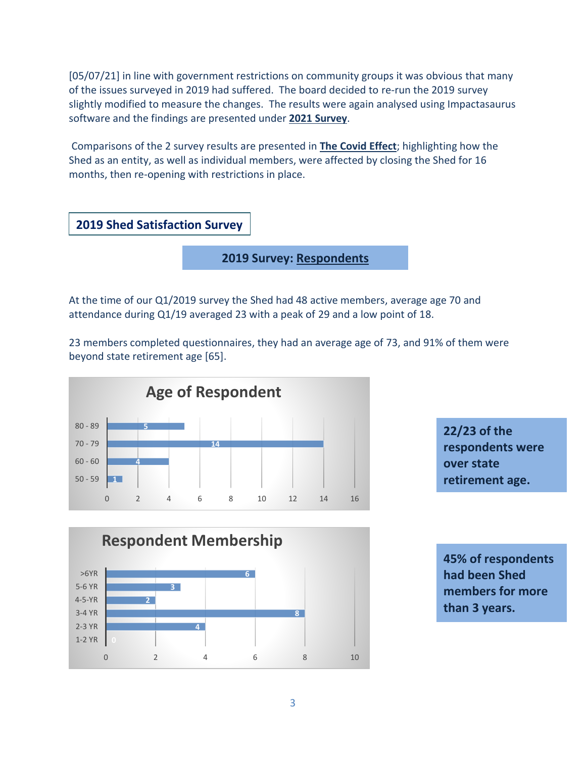[05/07/21] in line with government restrictions on community groups it was obvious that many of the issues surveyed in 2019 had suffered. The board decided to re-run the 2019 survey slightly modified to measure the changes. The results were again analysed using Impactasaurus software and the findings are presented under **2021 Survey**.

Comparisons of the 2 survey results are presented in **The Covid Effect**; highlighting how the Shed as an entity, as well as individual members, were affected by closing the Shed for 16 months, then re-opening with restrictions in place.

## 2019 Shed Satisfaction Survey

### 2019 Survey: Respondents

At the time of our Q1/2019 survey the Shed had 48 active members, average age 70 and attendance during Q1/19 averaged 23 with a peak of 29 and a low point of 18.

23 members completed questionnaires, they had an average age of 73, and 91% of them were beyond state retirement age [65].

**Age of Respondent**

| Age | Respondents |
|---|---|
| 80 - 89 | 5 |
| 70 - 79 | 14 |
| 60 - 60 | 4 |
| 50 - 59 | 1 |

**22/23 of the respondents were over state retirement age.**

**Respondent Membership**

| Membership | Respondents |
|---|---|
| >6YR | 6 |
| 5-6 YR | 3 |
| 4-5-YR | 2 |
| 3-4 YR | 8 |
| 2-3 YR | 4 |
| 1-2 YR | 0 |

**45% of respondents had been Shed members for more than 3 years.**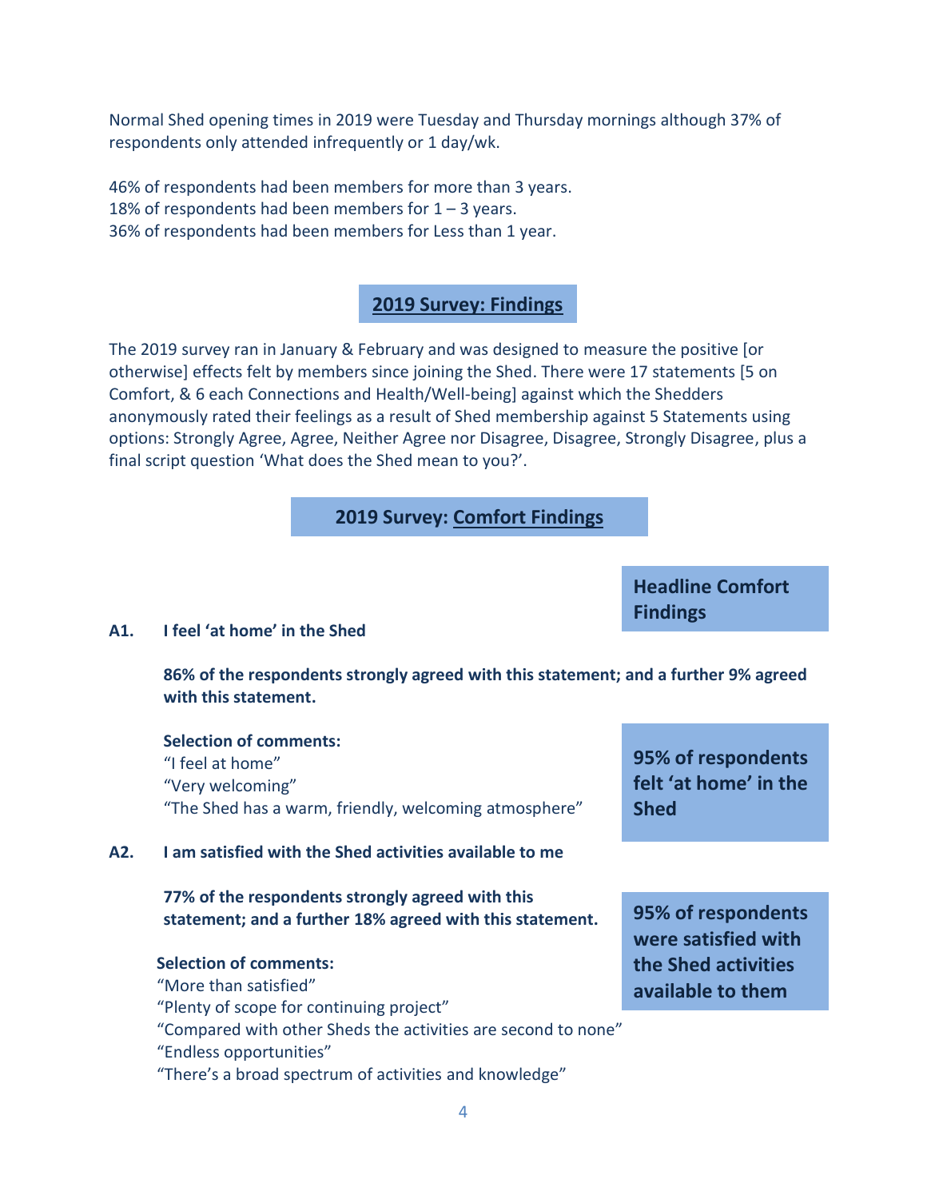Normal Shed opening times in 2019 were Tuesday and Thursday mornings although 37% of respondents only attended infrequently or 1 day/wk.

46% of respondents had been members for more than 3 years.
18% of respondents had been members for 1 – 3 years.
36% of respondents had been members for Less than 1 year.

## 2019 Survey: Findings

The 2019 survey ran in January & February and was designed to measure the positive [or otherwise] effects felt by members since joining the Shed. There were 17 statements [5 on Comfort, & 6 each Connections and Health/Well-being] against which the Shedders anonymously rated their feelings as a result of Shed membership against 5 Statements using options: Strongly Agree, Agree, Neither Agree nor Disagree, Disagree, Strongly Disagree, plus a final script question 'What does the Shed mean to you?'.

## 2019 Survey: Comfort Findings

**Headline Comfort Findings**

**A1. I feel 'at home' in the Shed**

**86% of the respondents strongly agreed with this statement; and a further 9% agreed with this statement.**

**Selection of comments:**
"I feel at home"
"Very welcoming"
"The Shed has a warm, friendly, welcoming atmosphere"

**95% of respondents felt 'at home' in the Shed**

**A2. I am satisfied with the Shed activities available to me**

**77% of the respondents strongly agreed with this statement; and a further 18% agreed with this statement.**

**Selection of comments:**
"More than satisfied"
"Plenty of scope for continuing project"
"Compared with other Sheds the activities are second to none"
"Endless opportunities"
"There's a broad spectrum of activities and knowledge"

**95% of respondents were satisfied with the Shed activities available to them**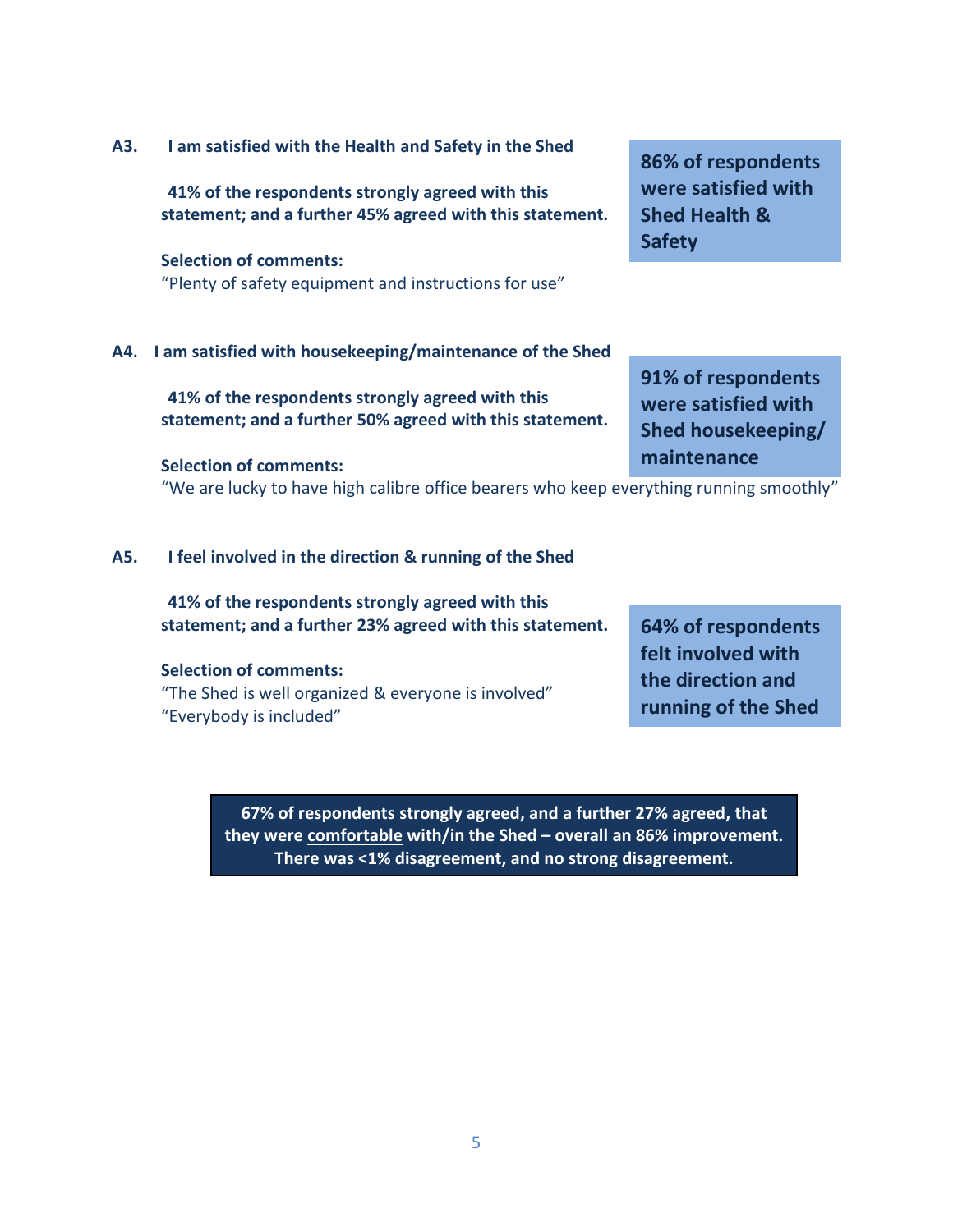**A3. I am satisfied with the Health and Safety in the Shed**

**41% of the respondents strongly agreed with this statement; and a further 45% agreed with this statement.**

**86% of respondents were satisfied with Shed Health & Safety**

**Selection of comments:**

"Plenty of safety equipment and instructions for use"

**A4. I am satisfied with housekeeping/maintenance of the Shed**

**41% of the respondents strongly agreed with this statement; and a further 50% agreed with this statement.**

**91% of respondents were satisfied with Shed housekeeping/ maintenance**

**Selection of comments:**

"We are lucky to have high calibre office bearers who keep everything running smoothly"

**A5. I feel involved in the direction & running of the Shed**

**41% of the respondents strongly agreed with this statement; and a further 23% agreed with this statement.**

**64% of respondents felt involved with the direction and running of the Shed**

**Selection of comments:**

"The Shed is well organized & everyone is involved"
"Everybody is included"

**67% of respondents strongly agreed, and a further 27% agreed, that they were comfortable with/in the Shed – overall an 86% improvement. There was <1% disagreement, and no strong disagreement.**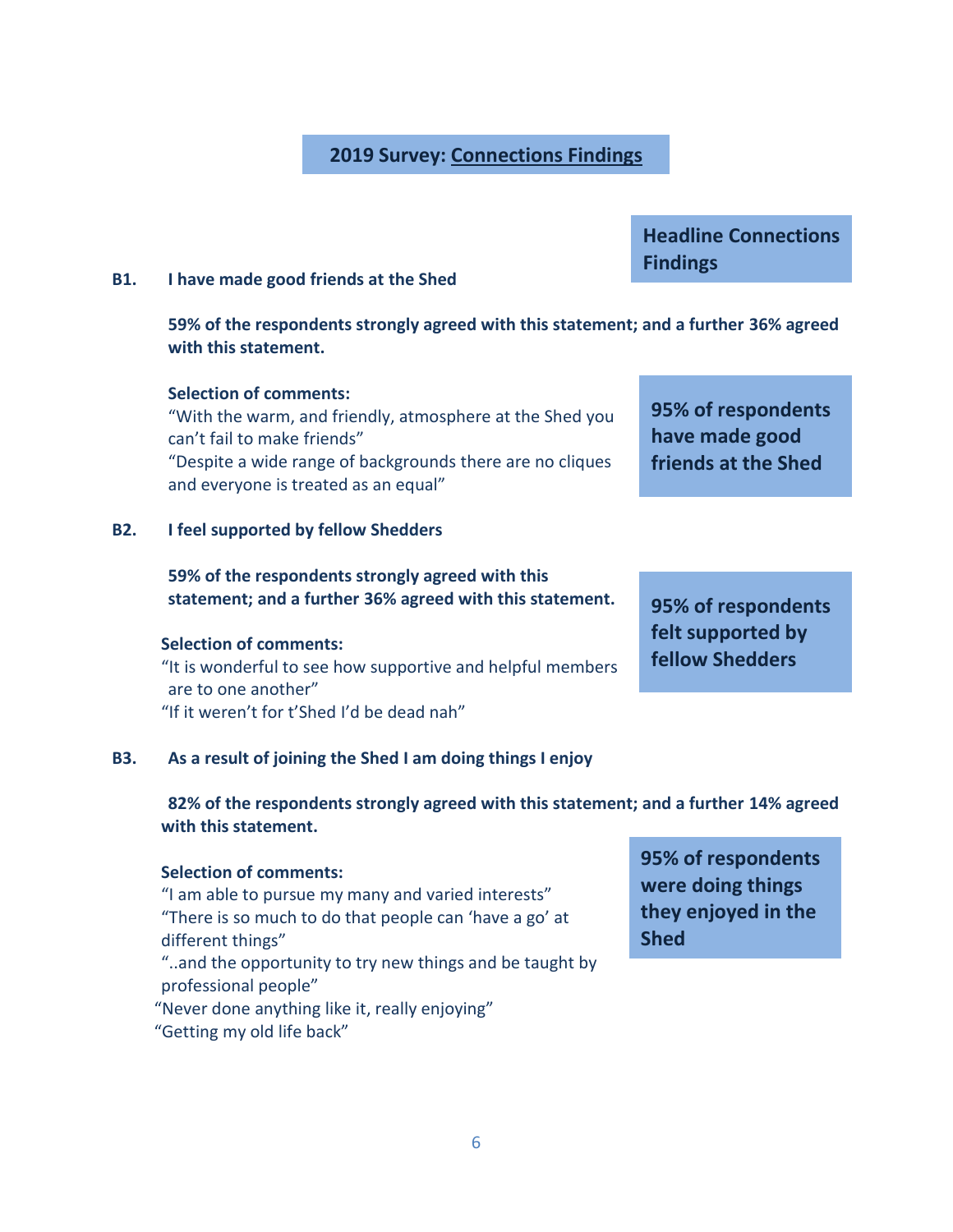## 2019 Survey: Connections Findings

**Headline Connections Findings**

**B1. I have made good friends at the Shed**

**59% of the respondents strongly agreed with this statement; and a further 36% agreed with this statement.**

**Selection of comments:**

"With the warm, and friendly, atmosphere at the Shed you can't fail to make friends"

"Despite a wide range of backgrounds there are no cliques and everyone is treated as an equal"

**95% of respondents have made good friends at the Shed**

**B2. I feel supported by fellow Shedders**

**59% of the respondents strongly agreed with this statement; and a further 36% agreed with this statement.**

**Selection of comments:**

"It is wonderful to see how supportive and helpful members are to one another"

"If it weren't for t'Shed I'd be dead nah"

**95% of respondents felt supported by fellow Shedders**

**B3. As a result of joining the Shed I am doing things I enjoy**

**82% of the respondents strongly agreed with this statement; and a further 14% agreed with this statement.**

**Selection of comments:**

"I am able to pursue my many and varied interests"

"There is so much to do that people can 'have a go' at different things"

"..and the opportunity to try new things and be taught by professional people"

"Never done anything like it, really enjoying"

"Getting my old life back"

**95% of respondents were doing things they enjoyed in the Shed**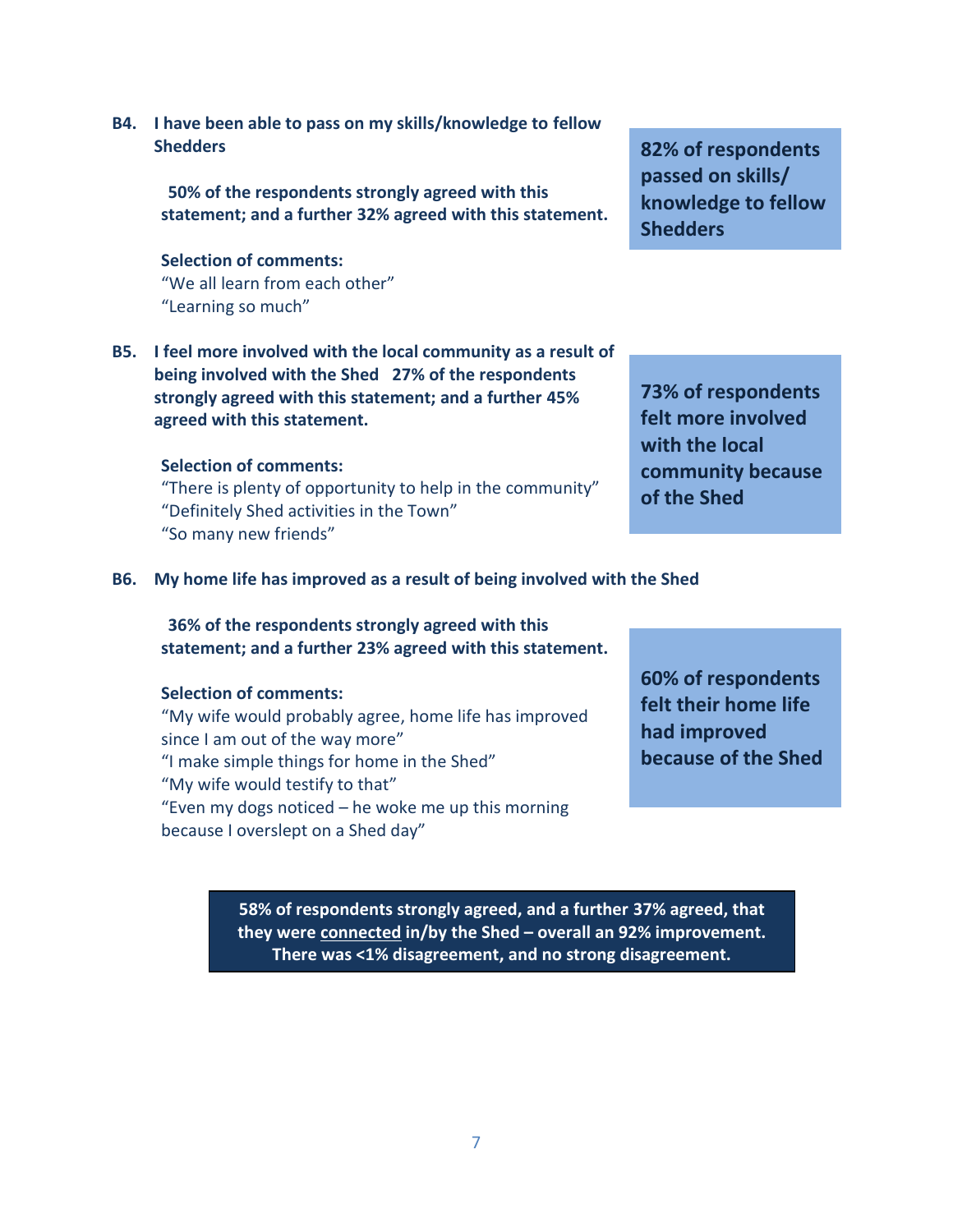**B4. I have been able to pass on my skills/knowledge to fellow Shedders**

**50% of the respondents strongly agreed with this statement; and a further 32% agreed with this statement.**

**82% of respondents passed on skills/ knowledge to fellow Shedders**

**Selection of comments:**

"We all learn from each other"
"Learning so much"

**B5. I feel more involved with the local community as a result of being involved with the Shed 27% of the respondents strongly agreed with this statement; and a further 45% agreed with this statement.**

**73% of respondents felt more involved with the local community because of the Shed**

**Selection of comments:**

"There is plenty of opportunity to help in the community"
"Definitely Shed activities in the Town"
"So many new friends"

**B6. My home life has improved as a result of being involved with the Shed**

**36% of the respondents strongly agreed with this statement; and a further 23% agreed with this statement.**

**60% of respondents felt their home life had improved because of the Shed**

**Selection of comments:**

"My wife would probably agree, home life has improved since I am out of the way more"
"I make simple things for home in the Shed"
"My wife would testify to that"
"Even my dogs noticed – he woke me up this morning because I overslept on a Shed day"

**58% of respondents strongly agreed, and a further 37% agreed, that they were <u>connected</u> in/by the Shed – overall an 92% improvement. There was <1% disagreement, and no strong disagreement.**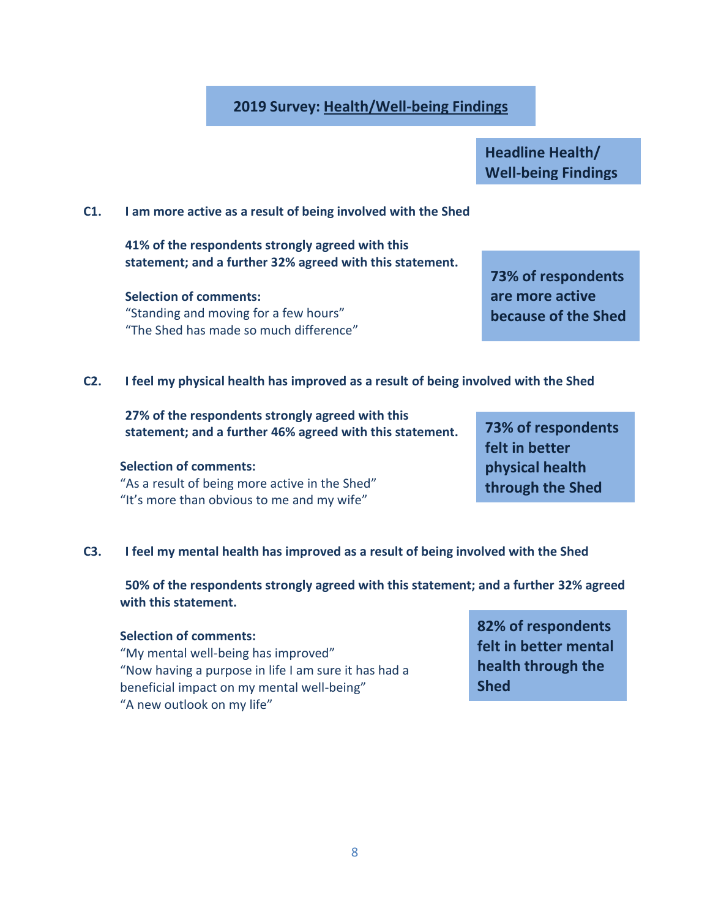## 2019 Survey: Health/Well-being Findings

**Headline Health/ Well-being Findings**

**C1. I am more active as a result of being involved with the Shed**

**41% of the respondents strongly agreed with this statement; and a further 32% agreed with this statement.**

**Selection of comments:**
"Standing and moving for a few hours"
"The Shed has made so much difference"

**73% of respondents are more active because of the Shed**

**C2. I feel my physical health has improved as a result of being involved with the Shed**

**27% of the respondents strongly agreed with this statement; and a further 46% agreed with this statement.**

**Selection of comments:**
"As a result of being more active in the Shed"
"It's more than obvious to me and my wife"

**73% of respondents felt in better physical health through the Shed**

**C3. I feel my mental health has improved as a result of being involved with the Shed**

**50% of the respondents strongly agreed with this statement; and a further 32% agreed with this statement.**

**Selection of comments:**
"My mental well-being has improved"
"Now having a purpose in life I am sure it has had a beneficial impact on my mental well-being"
"A new outlook on my life"

**82% of respondents felt in better mental health through the Shed**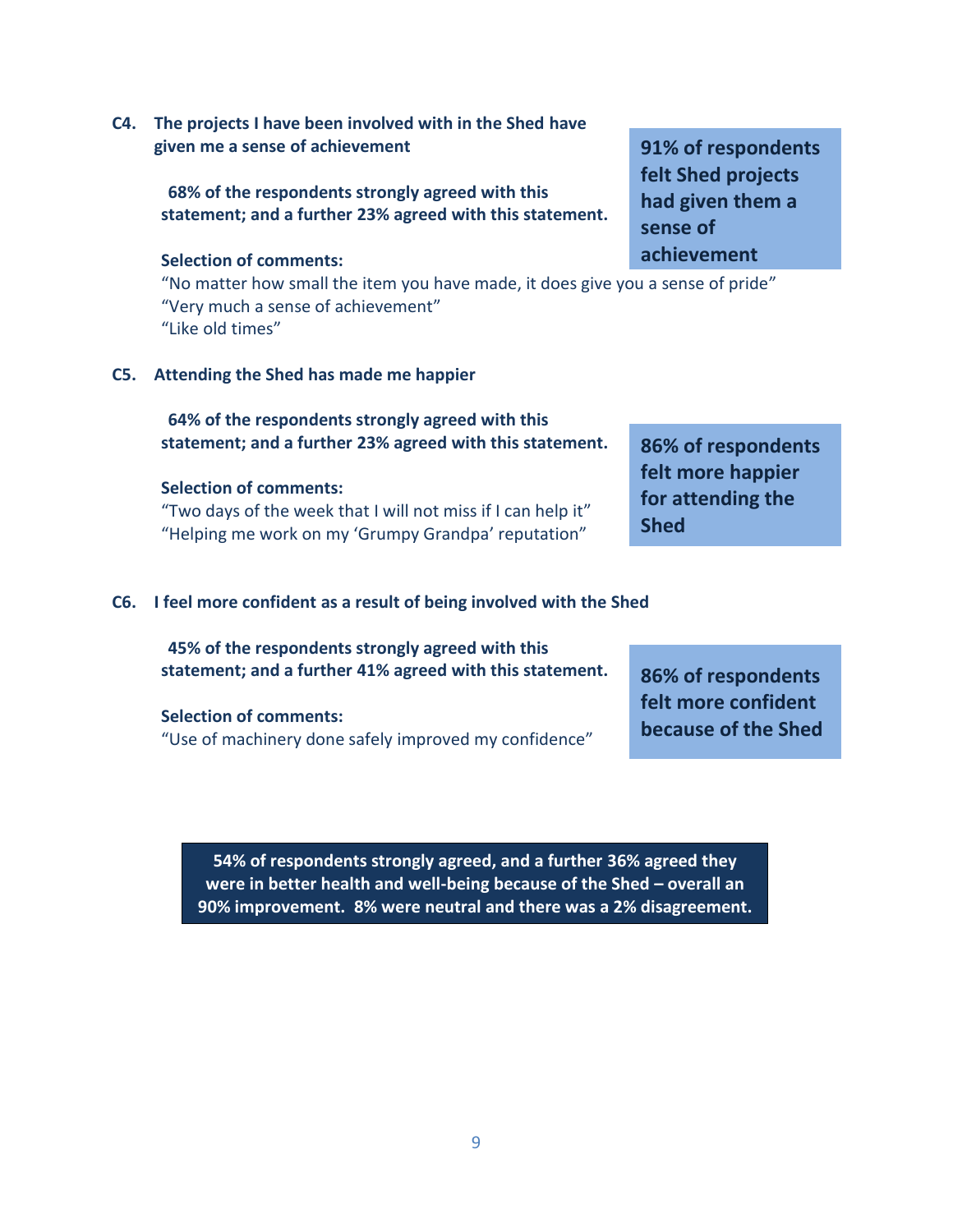**C4. The projects I have been involved with in the Shed have given me a sense of achievement**

**68% of the respondents strongly agreed with this statement; and a further 23% agreed with this statement.**

**91% of respondents felt Shed projects had given them a sense of achievement**

**Selection of comments:**

"No matter how small the item you have made, it does give you a sense of pride"
"Very much a sense of achievement"
"Like old times"

**C5. Attending the Shed has made me happier**

**64% of the respondents strongly agreed with this statement; and a further 23% agreed with this statement.**

**86% of respondents felt more happier for attending the Shed**

**Selection of comments:**

"Two days of the week that I will not miss if I can help it"
"Helping me work on my 'Grumpy Grandpa' reputation"

**C6. I feel more confident as a result of being involved with the Shed**

**45% of the respondents strongly agreed with this statement; and a further 41% agreed with this statement.**

**86% of respondents felt more confident because of the Shed**

**Selection of comments:**

"Use of machinery done safely improved my confidence"

**54% of respondents strongly agreed, and a further 36% agreed they were in better health and well-being because of the Shed – overall an 90% improvement. 8% were neutral and there was a 2% disagreement.**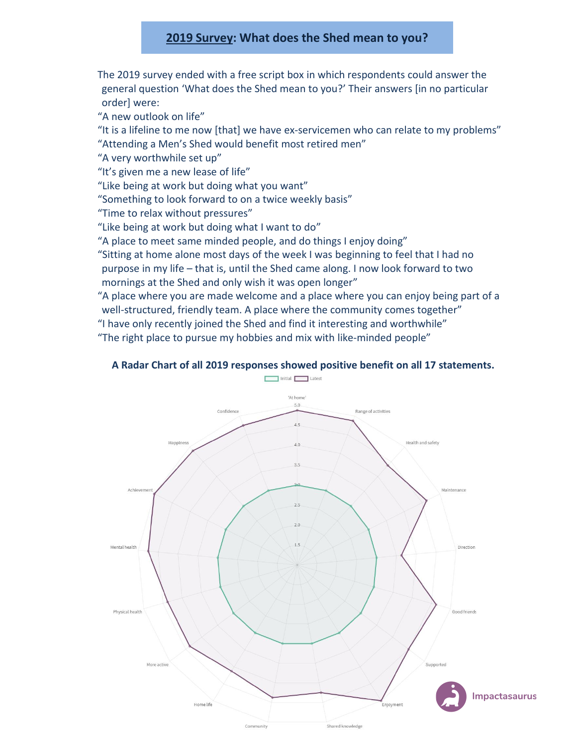## 2019 Survey: What does the Shed mean to you?

The 2019 survey ended with a free script box in which respondents could answer the general question 'What does the Shed mean to you?' Their answers [in no particular order] were:

"A new outlook on life"

"It is a lifeline to me now [that] we have ex-servicemen who can relate to my problems"

"Attending a Men's Shed would benefit most retired men"

"A very worthwhile set up"

"It's given me a new lease of life"

"Like being at work but doing what you want"

"Something to look forward to on a twice weekly basis"

"Time to relax without pressures"

"Like being at work but doing what I want to do"

"A place to meet same minded people, and do things I enjoy doing"

"Sitting at home alone most days of the week I was beginning to feel that I had no purpose in my life – that is, until the Shed came along. I now look forward to two mornings at the Shed and only wish it was open longer"

"A place where you are made welcome and a place where you can enjoy being part of a well-structured, friendly team. A place where the community comes together"

"I have only recently joined the Shed and find it interesting and worthwhile"

"The right place to pursue my hobbies and mix with like-minded people"

**A Radar Chart of all 2019 responses showed positive benefit on all 17 statements.**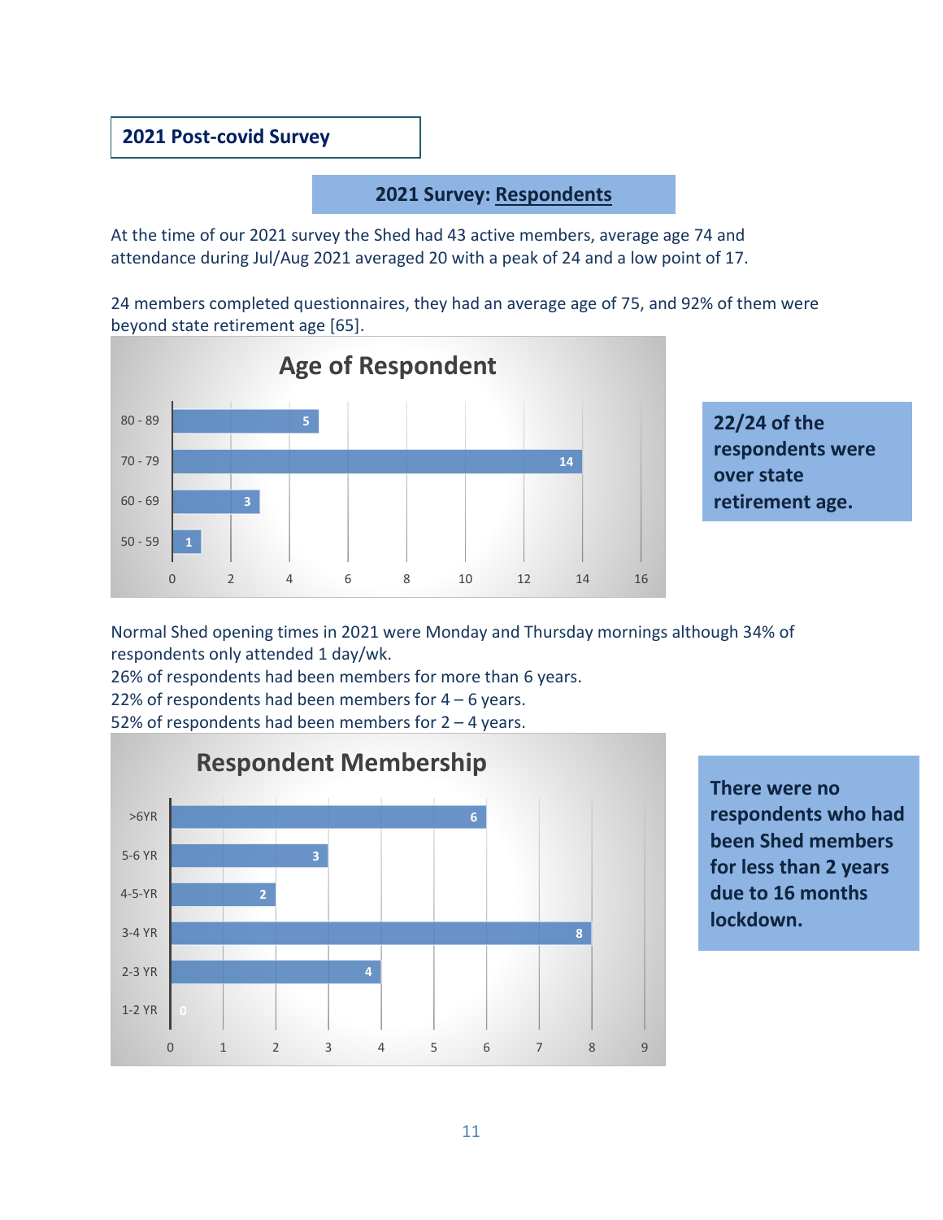## 2021 Post-covid Survey

### 2021 Survey: Respondents

At the time of our 2021 survey the Shed had 43 active members, average age 74 and attendance during Jul/Aug 2021 averaged 20 with a peak of 24 and a low point of 17.

24 members completed questionnaires, they had an average age of 75, and 92% of them were beyond state retirement age [65].

**Age of Respondent**

| Age | Respondents |
|---|---|
| 80 - 89 | 5 |
| 70 - 79 | 14 |
| 60 - 69 | 3 |
| 50 - 59 | 1 |

**22/24 of the respondents were over state retirement age.**

Normal Shed opening times in 2021 were Monday and Thursday mornings although 34% of respondents only attended 1 day/wk.
26% of respondents had been members for more than 6 years.
22% of respondents had been members for 4 – 6 years.
52% of respondents had been members for 2 – 4 years.

**Respondent Membership**

| Membership | Respondents |
|---|---|
| >6YR | 6 |
| 5-6 YR | 3 |
| 4-5-YR | 2 |
| 3-4 YR | 8 |
| 2-3 YR | 4 |
| 1-2 YR | 0 |

**There were no respondents who had been Shed members for less than 2 years due to 16 months lockdown.**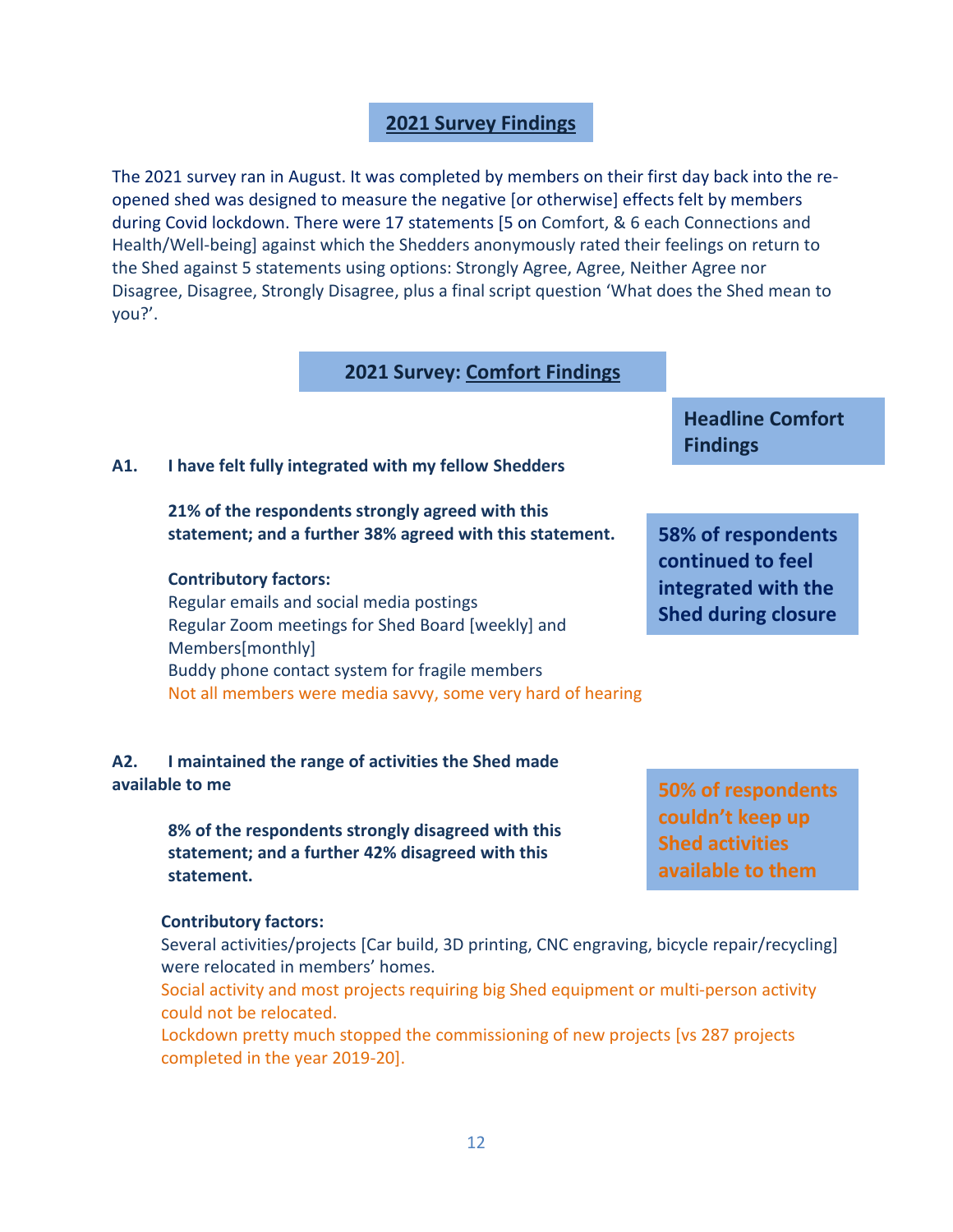## 2021 Survey Findings

The 2021 survey ran in August. It was completed by members on their first day back into the re-opened shed was designed to measure the negative [or otherwise] effects felt by members during Covid lockdown. There were 17 statements [5 on Comfort, & 6 each Connections and Health/Well-being] against which the Shedders anonymously rated their feelings on return to the Shed against 5 statements using options: Strongly Agree, Agree, Neither Agree nor Disagree, Disagree, Strongly Disagree, plus a final script question 'What does the Shed mean to you?'.

### 2021 Survey: Comfort Findings

**Headline Comfort Findings**

**A1. I have felt fully integrated with my fellow Shedders**

**21% of the respondents strongly agreed with this statement; and a further 38% agreed with this statement.**

**58% of respondents continued to feel integrated with the Shed during closure**

**Contributory factors:**

Regular emails and social media postings
Regular Zoom meetings for Shed Board [weekly] and Members[monthly]
Buddy phone contact system for fragile members
Not all members were media savvy, some very hard of hearing

**A2. I maintained the range of activities the Shed made available to me**

**8% of the respondents strongly disagreed with this statement; and a further 42% disagreed with this statement.**

**50% of respondents couldn't keep up Shed activities available to them**

**Contributory factors:**

Several activities/projects [Car build, 3D printing, CNC engraving, bicycle repair/recycling] were relocated in members' homes.
Social activity and most projects requiring big Shed equipment or multi-person activity could not be relocated.
Lockdown pretty much stopped the commissioning of new projects [vs 287 projects completed in the year 2019-20].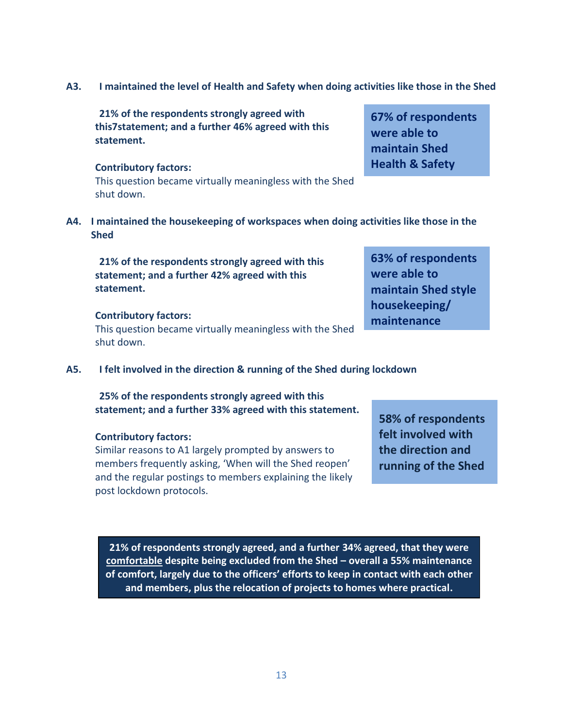**A3. I maintained the level of Health and Safety when doing activities like those in the Shed**

**21% of the respondents strongly agreed with this7statement; and a further 46% agreed with this statement.**

**67% of respondents were able to maintain Shed Health & Safety**

**Contributory factors:**
This question became virtually meaningless with the Shed shut down.

**A4. I maintained the housekeeping of workspaces when doing activities like those in the Shed**

**21% of the respondents strongly agreed with this statement; and a further 42% agreed with this statement.**

**63% of respondents were able to maintain Shed style housekeeping/ maintenance**

**Contributory factors:**
This question became virtually meaningless with the Shed shut down.

**A5. I felt involved in the direction & running of the Shed during lockdown**

**25% of the respondents strongly agreed with this statement; and a further 33% agreed with this statement.**

**58% of respondents felt involved with the direction and running of the Shed**

**Contributory factors:**
Similar reasons to A1 largely prompted by answers to members frequently asking, 'When will the Shed reopen' and the regular postings to members explaining the likely post lockdown protocols.

**21% of respondents strongly agreed, and a further 34% agreed, that they were <u>comfortable</u> despite being excluded from the Shed – overall a 55% maintenance of comfort, largely due to the officers' efforts to keep in contact with each other and members, plus the relocation of projects to homes where practical.**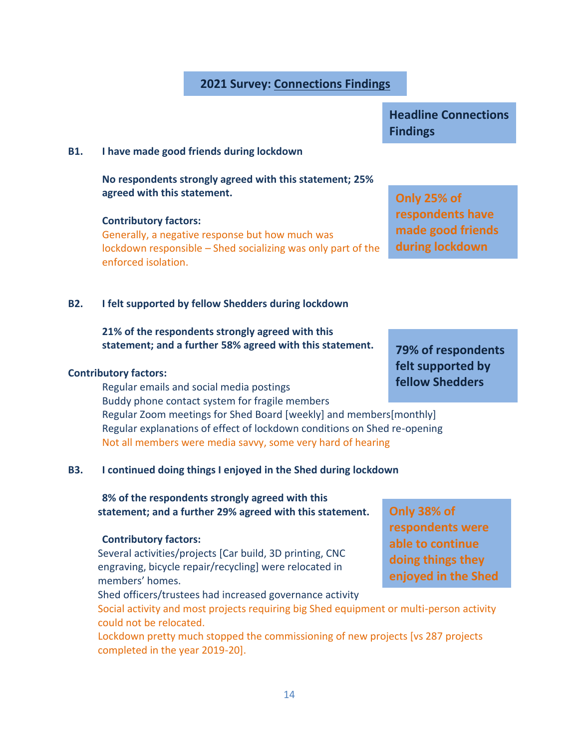## 2021 Survey: Connections Findings

**Headline Connections Findings**

**B1. I have made good friends during lockdown**

**No respondents strongly agreed with this statement; 25% agreed with this statement.**

**Only 25% of respondents have made good friends during lockdown**

**Contributory factors:**

Generally, a negative response but how much was lockdown responsible – Shed socializing was only part of the enforced isolation.

**B2. I felt supported by fellow Shedders during lockdown**

**21% of the respondents strongly agreed with this statement; and a further 58% agreed with this statement.**

**79% of respondents felt supported by fellow Shedders**

**Contributory factors:**

Regular emails and social media postings
Buddy phone contact system for fragile members
Regular Zoom meetings for Shed Board [weekly] and members[monthly]
Regular explanations of effect of lockdown conditions on Shed re-opening
Not all members were media savvy, some very hard of hearing

**B3. I continued doing things I enjoyed in the Shed during lockdown**

**8% of the respondents strongly agreed with this statement; and a further 29% agreed with this statement.**

**Only 38% of respondents were able to continue doing things they enjoyed in the Shed**

**Contributory factors:**

Several activities/projects [Car build, 3D printing, CNC engraving, bicycle repair/recycling] were relocated in members' homes.
Shed officers/trustees had increased governance activity
Social activity and most projects requiring big Shed equipment or multi-person activity could not be relocated.
Lockdown pretty much stopped the commissioning of new projects [vs 287 projects completed in the year 2019-20].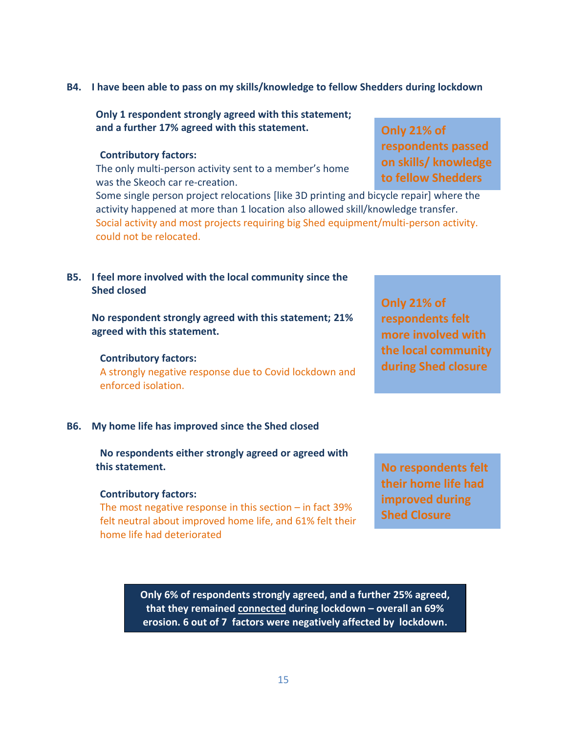**B4. I have been able to pass on my skills/knowledge to fellow Shedders during lockdown**

**Only 1 respondent strongly agreed with this statement; and a further 17% agreed with this statement.**

**Only 21% of respondents passed on skills/ knowledge to fellow Shedders**

**Contributory factors:**

The only multi-person activity sent to a member's home was the Skeoch car re-creation.

Some single person project relocations [like 3D printing and bicycle repair] where the activity happened at more than 1 location also allowed skill/knowledge transfer.

Social activity and most projects requiring big Shed equipment/multi-person activity. could not be relocated.

**B5. I feel more involved with the local community since the Shed closed**

**No respondent strongly agreed with this statement; 21% agreed with this statement.**

**Only 21% of respondents felt more involved with the local community during Shed closure**

**Contributory factors:**

A strongly negative response due to Covid lockdown and enforced isolation.

**B6. My home life has improved since the Shed closed**

**No respondents either strongly agreed or agreed with this statement.**

**No respondents felt their home life had improved during Shed Closure**

**Contributory factors:**

The most negative response in this section – in fact 39% felt neutral about improved home life, and 61% felt their home life had deteriorated

**Only 6% of respondents strongly agreed, and a further 25% agreed, that they remained connected during lockdown – overall an 69% erosion. 6 out of 7 factors were negatively affected by lockdown.**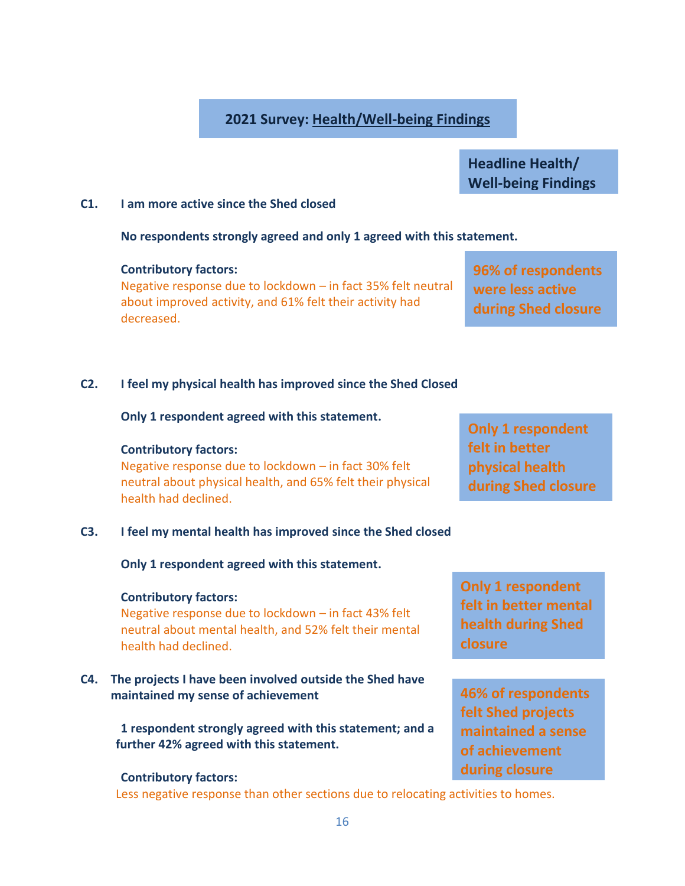## 2021 Survey: Health/Well-being Findings

### Headline Health/ Well-being Findings

**C1. I am more active since the Shed closed**

**No respondents strongly agreed and only 1 agreed with this statement.**

**Contributory factors:**
Negative response due to lockdown – in fact 35% felt neutral about improved activity, and 61% felt their activity had decreased.

**96% of respondents were less active during Shed closure**

**C2. I feel my physical health has improved since the Shed Closed**

**Only 1 respondent agreed with this statement.**

**Contributory factors:**
Negative response due to lockdown – in fact 30% felt neutral about physical health, and 65% felt their physical health had declined.

**Only 1 respondent felt in better physical health during Shed closure**

**C3. I feel my mental health has improved since the Shed closed**

**Only 1 respondent agreed with this statement.**

**Contributory factors:**
Negative response due to lockdown – in fact 43% felt neutral about mental health, and 52% felt their mental health had declined.

**Only 1 respondent felt in better mental health during Shed closure**

**C4. The projects I have been involved outside the Shed have maintained my sense of achievement**

**1 respondent strongly agreed with this statement; and a further 42% agreed with this statement.**

**Contributory factors:**
Less negative response than other sections due to relocating activities to homes.

**46% of respondents felt Shed projects maintained a sense of achievement during closure**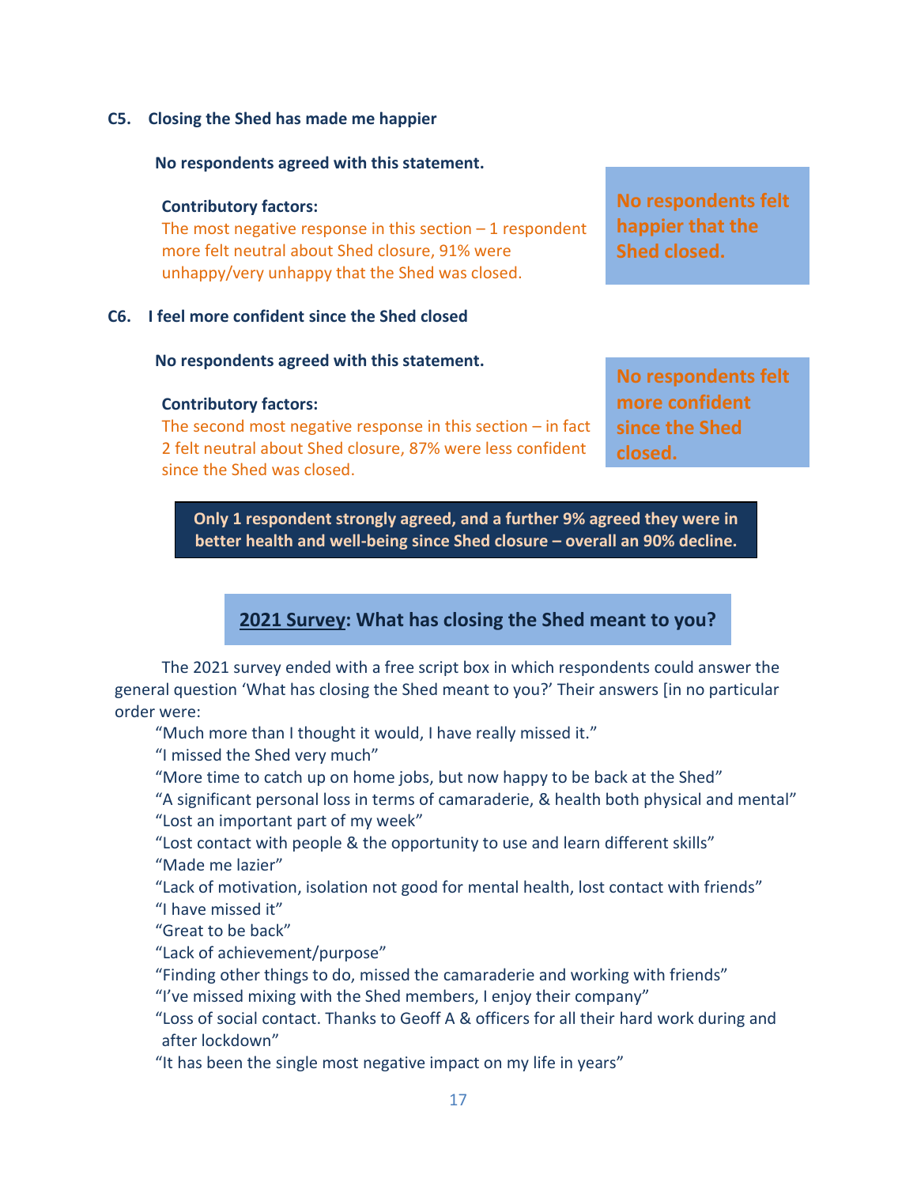**C5. Closing the Shed has made me happier**

**No respondents agreed with this statement.**

**Contributory factors:**
The most negative response in this section – 1 respondent more felt neutral about Shed closure, 91% were unhappy/very unhappy that the Shed was closed.

**No respondents felt happier that the Shed closed.**

**C6. I feel more confident since the Shed closed**

**No respondents agreed with this statement.**

**Contributory factors:**
The second most negative response in this section – in fact 2 felt neutral about Shed closure, 87% were less confident since the Shed was closed.

**No respondents felt more confident since the Shed closed.**

**Only 1 respondent strongly agreed, and a further 9% agreed they were in better health and well-being since Shed closure – overall an 90% decline.**

## 2021 Survey: What has closing the Shed meant to you?

The 2021 survey ended with a free script box in which respondents could answer the general question 'What has closing the Shed meant to you?' Their answers [in no particular order were:

"Much more than I thought it would, I have really missed it."
"I missed the Shed very much"
"More time to catch up on home jobs, but now happy to be back at the Shed"
"A significant personal loss in terms of camaraderie, & health both physical and mental"
"Lost an important part of my week"
"Lost contact with people & the opportunity to use and learn different skills"
"Made me lazier"
"Lack of motivation, isolation not good for mental health, lost contact with friends"
"I have missed it"
"Great to be back"
"Lack of achievement/purpose"
"Finding other things to do, missed the camaraderie and working with friends"
"I've missed mixing with the Shed members, I enjoy their company"
"Loss of social contact. Thanks to Geoff A & officers for all their hard work during and after lockdown"
"It has been the single most negative impact on my life in years"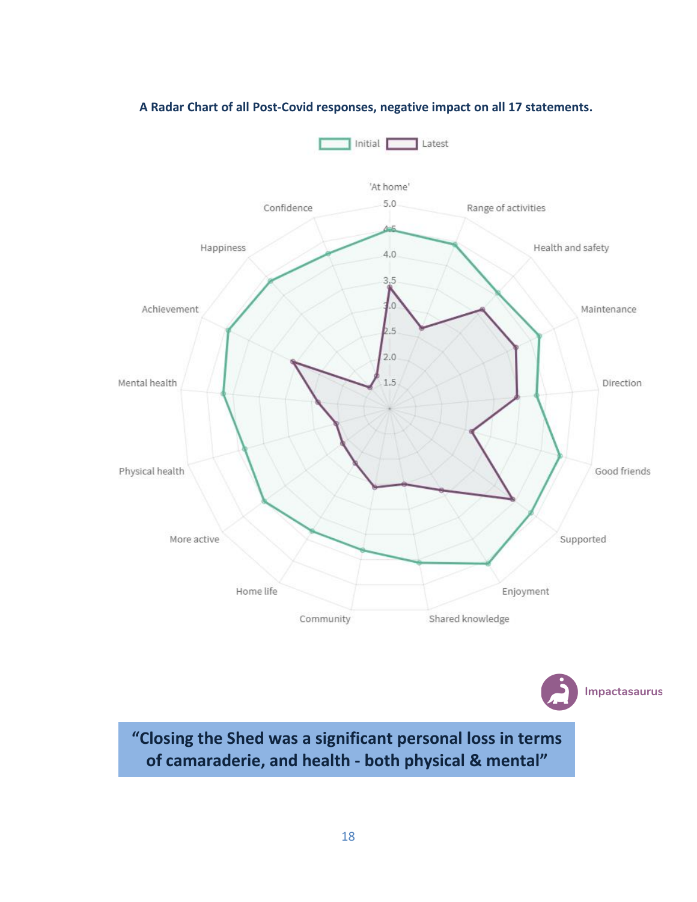**A Radar Chart of all Post-Covid responses, negative impact on all 17 statements.**

Initial | Latest

'At home' · Range of activities · Health and safety · Maintenance · Direction · Good friends · Supported · Enjoyment · Shared knowledge · Community · Home life · More active · Physical health · Mental health · Achievement · Happiness · Confidence

**"Closing the Shed was a significant personal loss in terms of camaraderie, and health - both physical & mental"**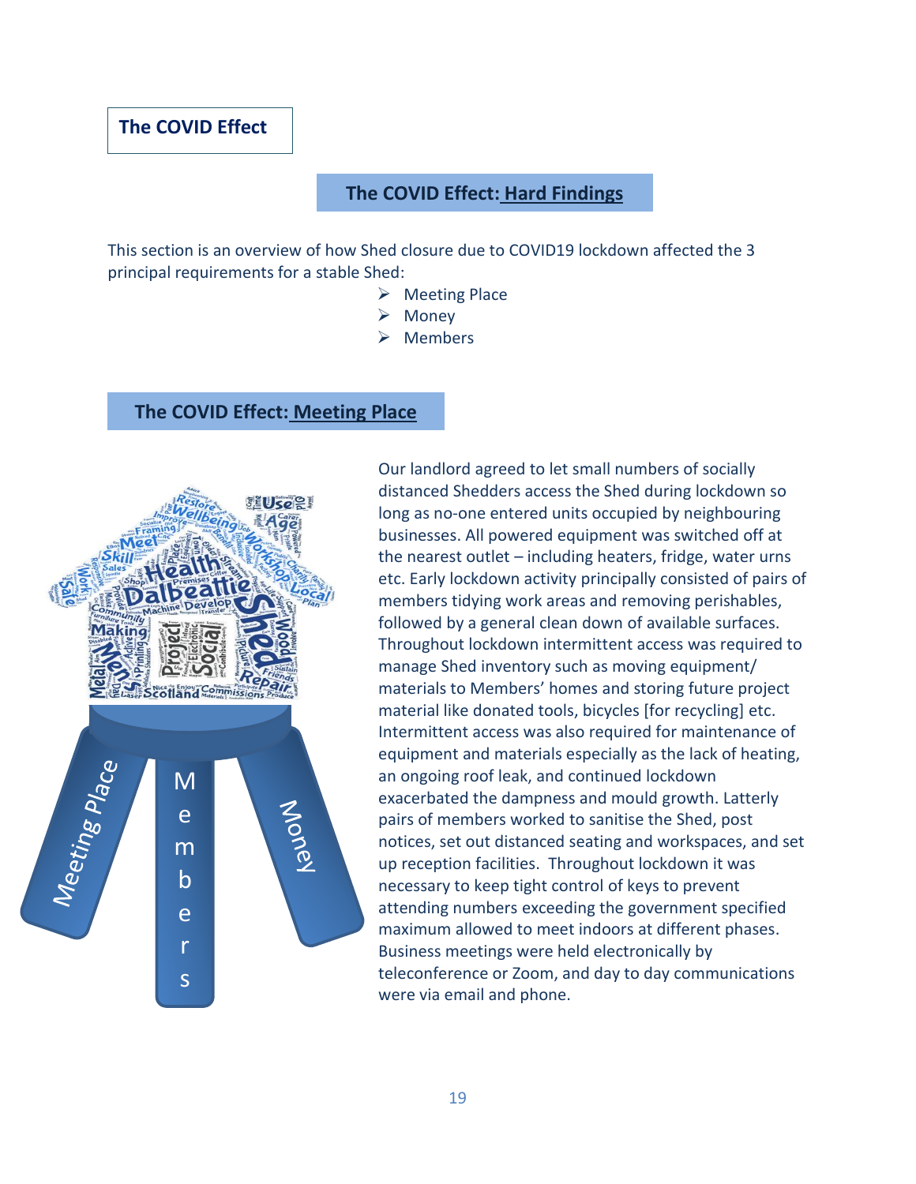## The COVID Effect

### The COVID Effect: Hard Findings

This section is an overview of how Shed closure due to COVID19 lockdown affected the 3 principal requirements for a stable Shed:

- Meeting Place
- Money
- Members

### The COVID Effect: Meeting Place

Our landlord agreed to let small numbers of socially distanced Shedders access the Shed during lockdown so long as no-one entered units occupied by neighbouring businesses. All powered equipment was switched off at the nearest outlet – including heaters, fridge, water urns etc. Early lockdown activity principally consisted of pairs of members tidying work areas and removing perishables, followed by a general clean down of available surfaces. Throughout lockdown intermittent access was required to manage Shed inventory such as moving equipment/ materials to Members' homes and storing future project material like donated tools, bicycles [for recycling] etc. Intermittent access was also required for maintenance of equipment and materials especially as the lack of heating, an ongoing roof leak, and continued lockdown exacerbated the dampness and mould growth. Latterly pairs of members worked to sanitise the Shed, post notices, set out distanced seating and workspaces, and set up reception facilities. Throughout lockdown it was necessary to keep tight control of keys to prevent attending numbers exceeding the government specified maximum allowed to meet indoors at different phases. Business meetings were held electronically by teleconference or Zoom, and day to day communications were via email and phone.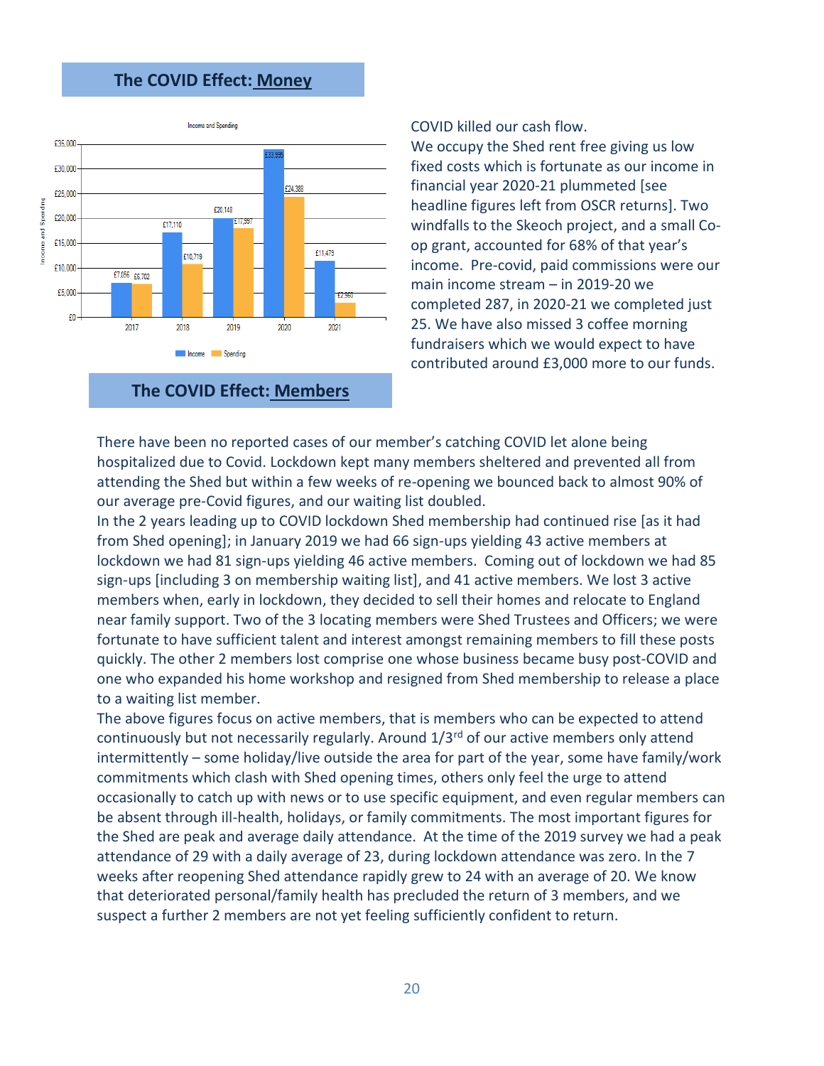## The COVID Effect: Money

Income and Spending

| Year | Income | Spending |
|---|---|---|
| 2017 | £7,056 | £6,702 |
| 2018 | £17,110 | £10,719 |
| 2019 | £20,148 | £17,997 |
| 2020 | £33,935 | £24,388 |
| 2021 | £11,479 | £2,960 |

COVID killed our cash flow.

We occupy the Shed rent free giving us low fixed costs which is fortunate as our income in financial year 2020-21 plummeted [see headline figures left from OSCR returns]. Two windfalls to the Skeoch project, and a small Co-op grant, accounted for 68% of that year's income. Pre-covid, paid commissions were our main income stream – in 2019-20 we completed 287, in 2020-21 we completed just 25. We have also missed 3 coffee morning fundraisers which we would expect to have contributed around £3,000 more to our funds.

## The COVID Effect: Members

There have been no reported cases of our member's catching COVID let alone being hospitalized due to Covid. Lockdown kept many members sheltered and prevented all from attending the Shed but within a few weeks of re-opening we bounced back to almost 90% of our average pre-Covid figures, and our waiting list doubled.

In the 2 years leading up to COVID lockdown Shed membership had continued rise [as it had from Shed opening]; in January 2019 we had 66 sign-ups yielding 43 active members at lockdown we had 81 sign-ups yielding 46 active members. Coming out of lockdown we had 85 sign-ups [including 3 on membership waiting list], and 41 active members. We lost 3 active members when, early in lockdown, they decided to sell their homes and relocate to England near family support. Two of the 3 locating members were Shed Trustees and Officers; we were fortunate to have sufficient talent and interest amongst remaining members to fill these posts quickly. The other 2 members lost comprise one whose business became busy post-COVID and one who expanded his home workshop and resigned from Shed membership to release a place to a waiting list member.

The above figures focus on active members, that is members who can be expected to attend continuously but not necessarily regularly. Around 1/3rd of our active members only attend intermittently – some holiday/live outside the area for part of the year, some have family/work commitments which clash with Shed opening times, others only feel the urge to attend occasionally to catch up with news or to use specific equipment, and even regular members can be absent through ill-health, holidays, or family commitments. The most important figures for the Shed are peak and average daily attendance. At the time of the 2019 survey we had a peak attendance of 29 with a daily average of 23, during lockdown attendance was zero. In the 7 weeks after reopening Shed attendance rapidly grew to 24 with an average of 20. We know that deteriorated personal/family health has precluded the return of 3 members, and we suspect a further 2 members are not yet feeling sufficiently confident to return.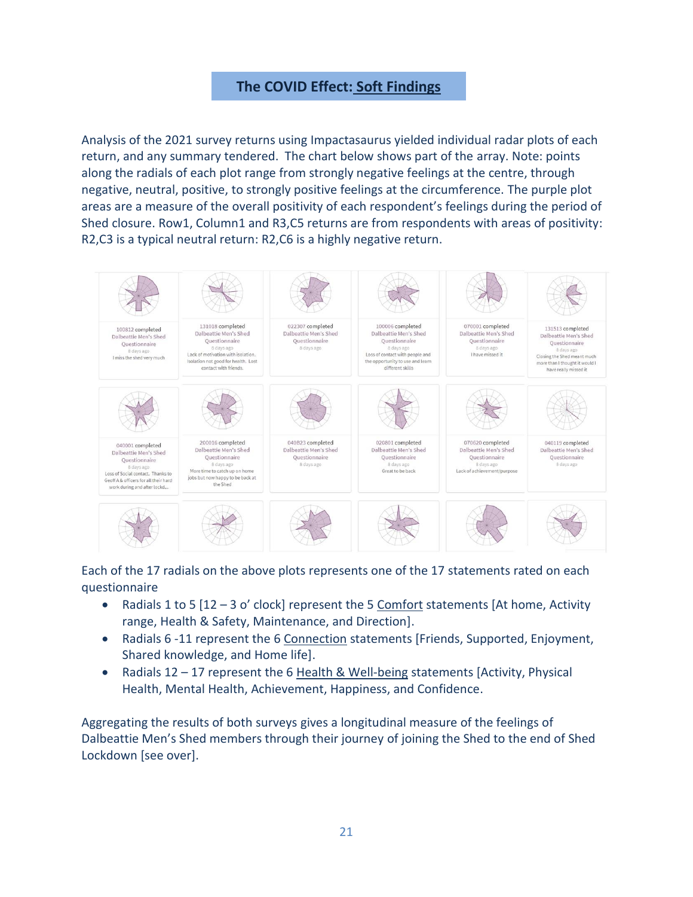## The COVID Effect: Soft Findings

Analysis of the 2021 survey returns using Impactasaurus yielded individual radar plots of each return, and any summary tendered. The chart below shows part of the array. Note: points along the radials of each plot range from strongly negative feelings at the centre, through negative, neutral, positive, to strongly positive feelings at the circumference. The purple plot areas are a measure of the overall positivity of each respondent's feelings during the period of Shed closure. Row1, Column1 and R3,C5 returns are from respondents with areas of positivity: R2,C3 is a typical neutral return: R2,C6 is a highly negative return.

Each of the 17 radials on the above plots represents one of the 17 statements rated on each questionnaire

- Radials 1 to 5 [12 – 3 o' clock] represent the 5 Comfort statements [At home, Activity range, Health & Safety, Maintenance, and Direction].
- Radials 6 -11 represent the 6 Connection statements [Friends, Supported, Enjoyment, Shared knowledge, and Home life].
- Radials 12 – 17 represent the 6 Health & Well-being statements [Activity, Physical Health, Mental Health, Achievement, Happiness, and Confidence.

Aggregating the results of both surveys gives a longitudinal measure of the feelings of Dalbeattie Men's Shed members through their journey of joining the Shed to the end of Shed Lockdown [see over].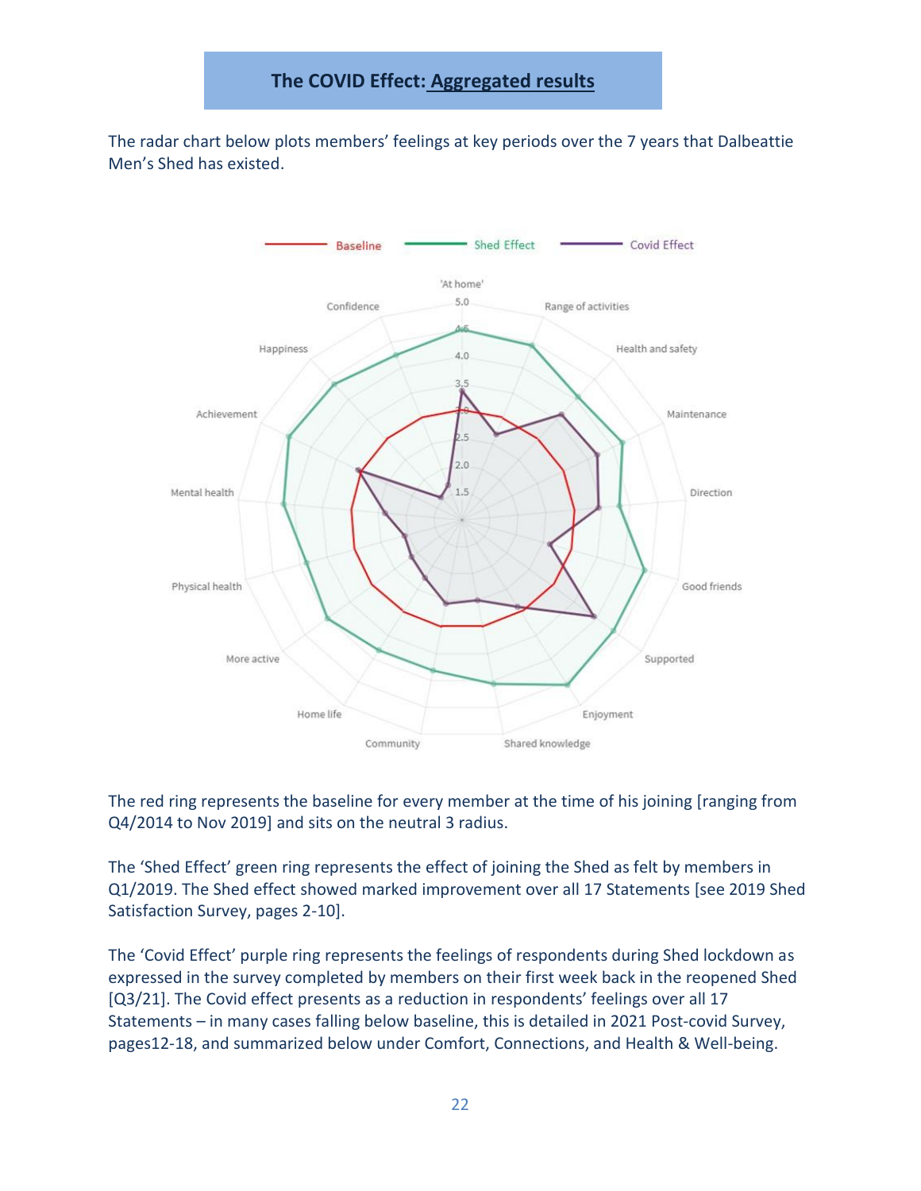## The COVID Effect: Aggregated results

The radar chart below plots members' feelings at key periods over the 7 years that Dalbeattie Men's Shed has existed.

The red ring represents the baseline for every member at the time of his joining [ranging from Q4/2014 to Nov 2019] and sits on the neutral 3 radius.

The 'Shed Effect' green ring represents the effect of joining the Shed as felt by members in Q1/2019. The Shed effect showed marked improvement over all 17 Statements [see 2019 Shed Satisfaction Survey, pages 2-10].

The 'Covid Effect' purple ring represents the feelings of respondents during Shed lockdown as expressed in the survey completed by members on their first week back in the reopened Shed [Q3/21]. The Covid effect presents as a reduction in respondents' feelings over all 17 Statements – in many cases falling below baseline, this is detailed in 2021 Post-covid Survey, pages12-18, and summarized below under Comfort, Connections, and Health & Well-being.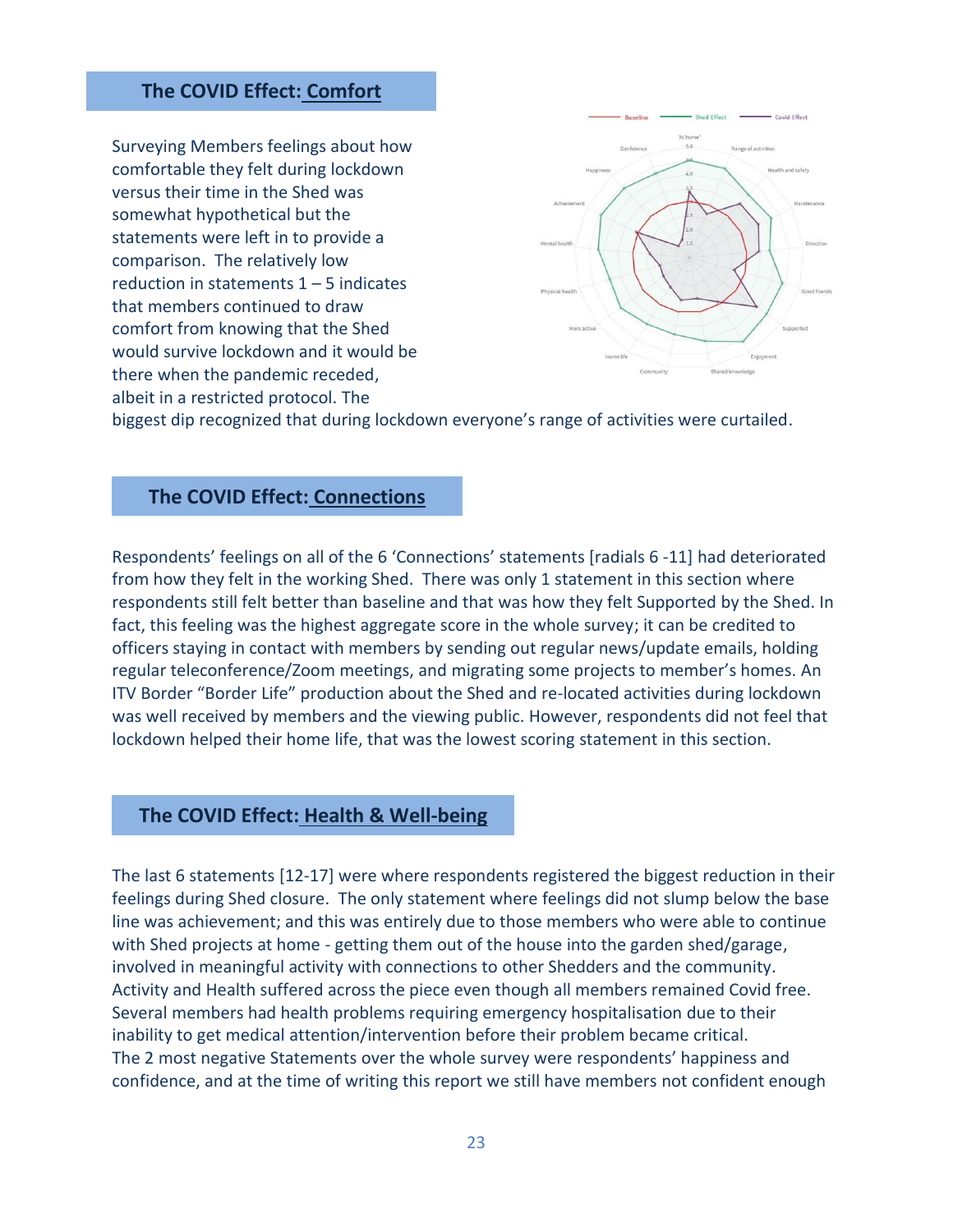## The COVID Effect: Comfort

Surveying Members feelings about how comfortable they felt during lockdown versus their time in the Shed was somewhat hypothetical but the statements were left in to provide a comparison. The relatively low reduction in statements 1 – 5 indicates that members continued to draw comfort from knowing that the Shed would survive lockdown and it would be there when the pandemic receded, albeit in a restricted protocol. The biggest dip recognized that during lockdown everyone's range of activities were curtailed.

## The COVID Effect: Connections

Respondents' feelings on all of the 6 'Connections' statements [radials 6 -11] had deteriorated from how they felt in the working Shed. There was only 1 statement in this section where respondents still felt better than baseline and that was how they felt Supported by the Shed. In fact, this feeling was the highest aggregate score in the whole survey; it can be credited to officers staying in contact with members by sending out regular news/update emails, holding regular teleconference/Zoom meetings, and migrating some projects to member's homes. An ITV Border "Border Life" production about the Shed and re-located activities during lockdown was well received by members and the viewing public. However, respondents did not feel that lockdown helped their home life, that was the lowest scoring statement in this section.

## The COVID Effect: Health & Well-being

The last 6 statements [12-17] were where respondents registered the biggest reduction in their feelings during Shed closure. The only statement where feelings did not slump below the base line was achievement; and this was entirely due to those members who were able to continue with Shed projects at home - getting them out of the house into the garden shed/garage, involved in meaningful activity with connections to other Shedders and the community. Activity and Health suffered across the piece even though all members remained Covid free. Several members had health problems requiring emergency hospitalisation due to their inability to get medical attention/intervention before their problem became critical.
The 2 most negative Statements over the whole survey were respondents' happiness and confidence, and at the time of writing this report we still have members not confident enough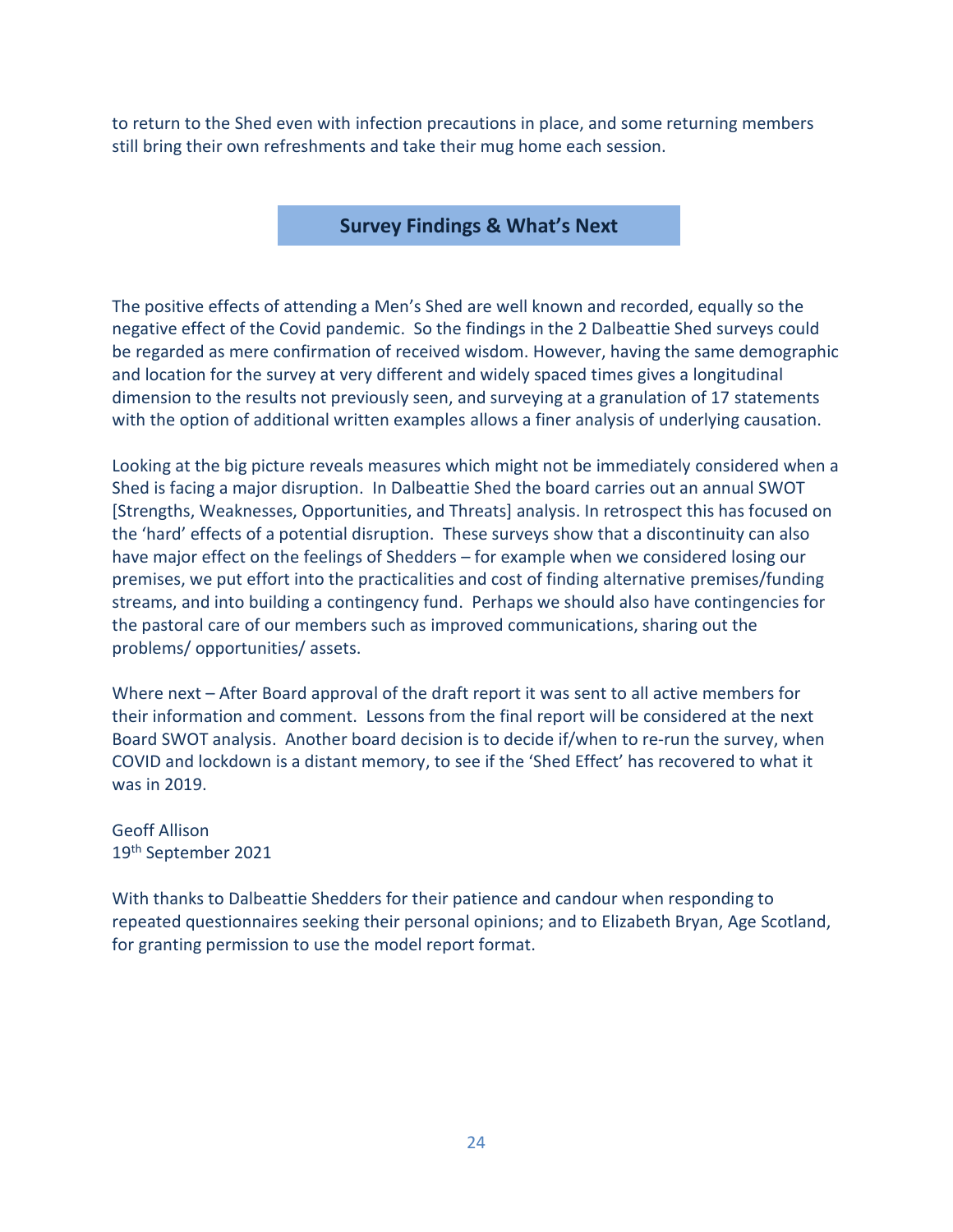to return to the Shed even with infection precautions in place, and some returning members still bring their own refreshments and take their mug home each session.

## Survey Findings & What's Next

The positive effects of attending a Men's Shed are well known and recorded, equally so the negative effect of the Covid pandemic. So the findings in the 2 Dalbeattie Shed surveys could be regarded as mere confirmation of received wisdom. However, having the same demographic and location for the survey at very different and widely spaced times gives a longitudinal dimension to the results not previously seen, and surveying at a granulation of 17 statements with the option of additional written examples allows a finer analysis of underlying causation.

Looking at the big picture reveals measures which might not be immediately considered when a Shed is facing a major disruption. In Dalbeattie Shed the board carries out an annual SWOT [Strengths, Weaknesses, Opportunities, and Threats] analysis. In retrospect this has focused on the 'hard' effects of a potential disruption. These surveys show that a discontinuity can also have major effect on the feelings of Shedders – for example when we considered losing our premises, we put effort into the practicalities and cost of finding alternative premises/funding streams, and into building a contingency fund. Perhaps we should also have contingencies for the pastoral care of our members such as improved communications, sharing out the problems/ opportunities/ assets.

Where next – After Board approval of the draft report it was sent to all active members for their information and comment. Lessons from the final report will be considered at the next Board SWOT analysis. Another board decision is to decide if/when to re-run the survey, when COVID and lockdown is a distant memory, to see if the 'Shed Effect' has recovered to what it was in 2019.

Geoff Allison
19th September 2021

With thanks to Dalbeattie Shedders for their patience and candour when responding to repeated questionnaires seeking their personal opinions; and to Elizabeth Bryan, Age Scotland, for granting permission to use the model report format.